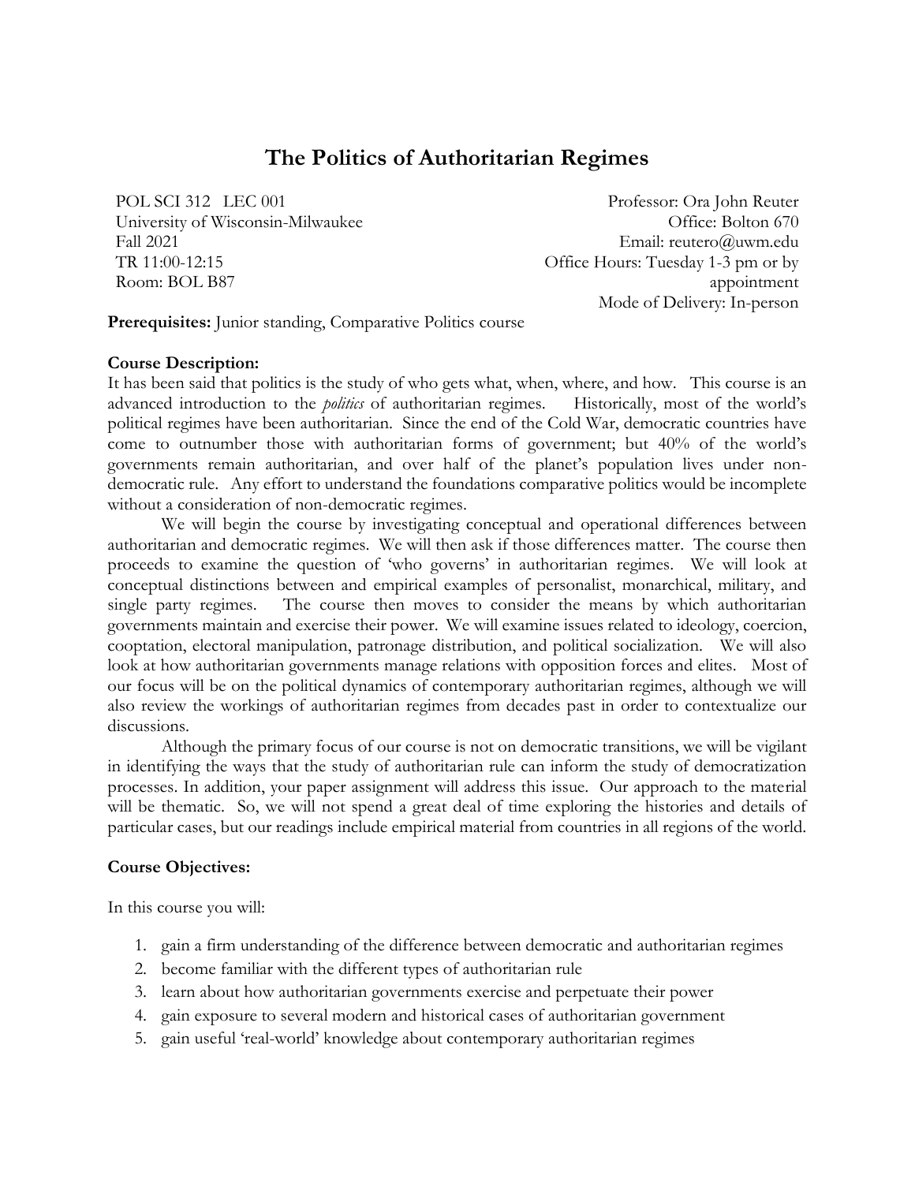# The Politics of Authoritarian Regimes

POL SCI 312 LEC 001
University of Wisconsin-Milwaukee
Fall 2021
TR 11:00-12:15
Room: BOL B87

Professor: Ora John Reuter
Office: Bolton 670
Email: reutero@uwm.edu
Office Hours: Tuesday 1-3 pm or by appointment
Mode of Delivery: In-person

**Prerequisites:** Junior standing, Comparative Politics course

**Course Description:**

It has been said that politics is the study of who gets what, when, where, and how. This course is an advanced introduction to the *politics* of authoritarian regimes. Historically, most of the world's political regimes have been authoritarian. Since the end of the Cold War, democratic countries have come to outnumber those with authoritarian forms of government; but 40% of the world's governments remain authoritarian, and over half of the planet's population lives under non-democratic rule. Any effort to understand the foundations comparative politics would be incomplete without a consideration of non-democratic regimes.

We will begin the course by investigating conceptual and operational differences between authoritarian and democratic regimes. We will then ask if those differences matter. The course then proceeds to examine the question of 'who governs' in authoritarian regimes. We will look at conceptual distinctions between and empirical examples of personalist, monarchical, military, and single party regimes. The course then moves to consider the means by which authoritarian governments maintain and exercise their power. We will examine issues related to ideology, coercion, cooptation, electoral manipulation, patronage distribution, and political socialization. We will also look at how authoritarian governments manage relations with opposition forces and elites. Most of our focus will be on the political dynamics of contemporary authoritarian regimes, although we will also review the workings of authoritarian regimes from decades past in order to contextualize our discussions.

Although the primary focus of our course is not on democratic transitions, we will be vigilant in identifying the ways that the study of authoritarian rule can inform the study of democratization processes. In addition, your paper assignment will address this issue. Our approach to the material will be thematic. So, we will not spend a great deal of time exploring the histories and details of particular cases, but our readings include empirical material from countries in all regions of the world.

**Course Objectives:**

In this course you will:

1. gain a firm understanding of the difference between democratic and authoritarian regimes
2. become familiar with the different types of authoritarian rule
3. learn about how authoritarian governments exercise and perpetuate their power
4. gain exposure to several modern and historical cases of authoritarian government
5. gain useful 'real-world' knowledge about contemporary authoritarian regimes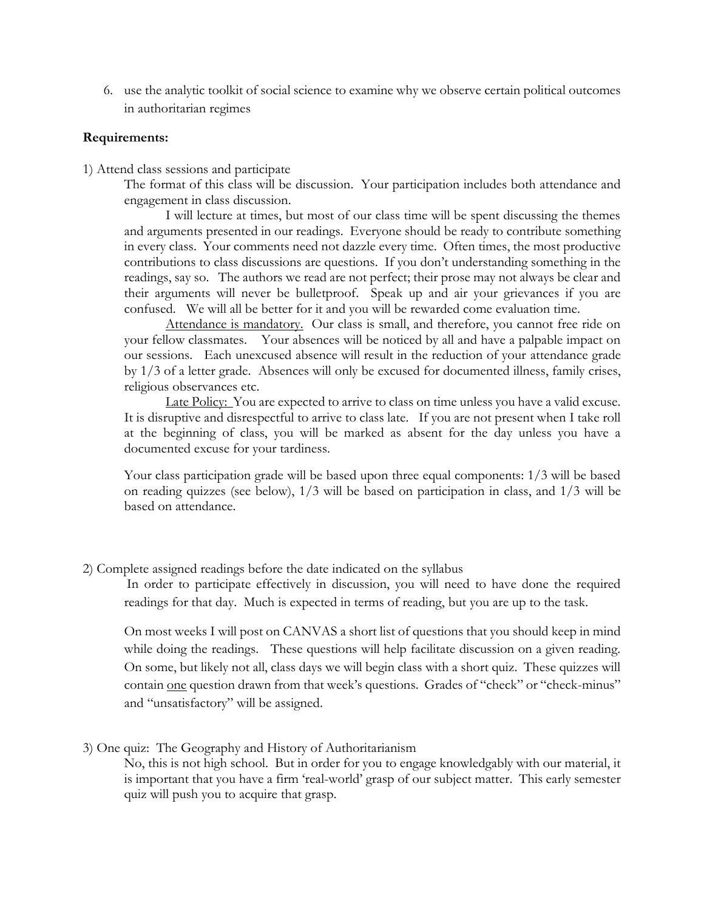6. use the analytic toolkit of social science to examine why we observe certain political outcomes in authoritarian regimes

**Requirements:**

1) Attend class sessions and participate

The format of this class will be discussion. Your participation includes both attendance and engagement in class discussion.

I will lecture at times, but most of our class time will be spent discussing the themes and arguments presented in our readings. Everyone should be ready to contribute something in every class. Your comments need not dazzle every time. Often times, the most productive contributions to class discussions are questions. If you don't understanding something in the readings, say so. The authors we read are not perfect; their prose may not always be clear and their arguments will never be bulletproof. Speak up and air your grievances if you are confused. We will all be better for it and you will be rewarded come evaluation time.

<u>Attendance is mandatory.</u> Our class is small, and therefore, you cannot free ride on your fellow classmates. Your absences will be noticed by all and have a palpable impact on our sessions. Each unexcused absence will result in the reduction of your attendance grade by 1/3 of a letter grade. Absences will only be excused for documented illness, family crises, religious observances etc.

<u>Late Policy:</u> You are expected to arrive to class on time unless you have a valid excuse. It is disruptive and disrespectful to arrive to class late. If you are not present when I take roll at the beginning of class, you will be marked as absent for the day unless you have a documented excuse for your tardiness.

Your class participation grade will be based upon three equal components: 1/3 will be based on reading quizzes (see below), 1/3 will be based on participation in class, and 1/3 will be based on attendance.

2) Complete assigned readings before the date indicated on the syllabus

In order to participate effectively in discussion, you will need to have done the required readings for that day. Much is expected in terms of reading, but you are up to the task.

On most weeks I will post on CANVAS a short list of questions that you should keep in mind while doing the readings. These questions will help facilitate discussion on a given reading. On some, but likely not all, class days we will begin class with a short quiz. These quizzes will contain <u>one</u> question drawn from that week's questions. Grades of "check" or "check-minus" and "unsatisfactory" will be assigned.

3) One quiz: The Geography and History of Authoritarianism

No, this is not high school. But in order for you to engage knowledgably with our material, it is important that you have a firm 'real-world' grasp of our subject matter. This early semester quiz will push you to acquire that grasp.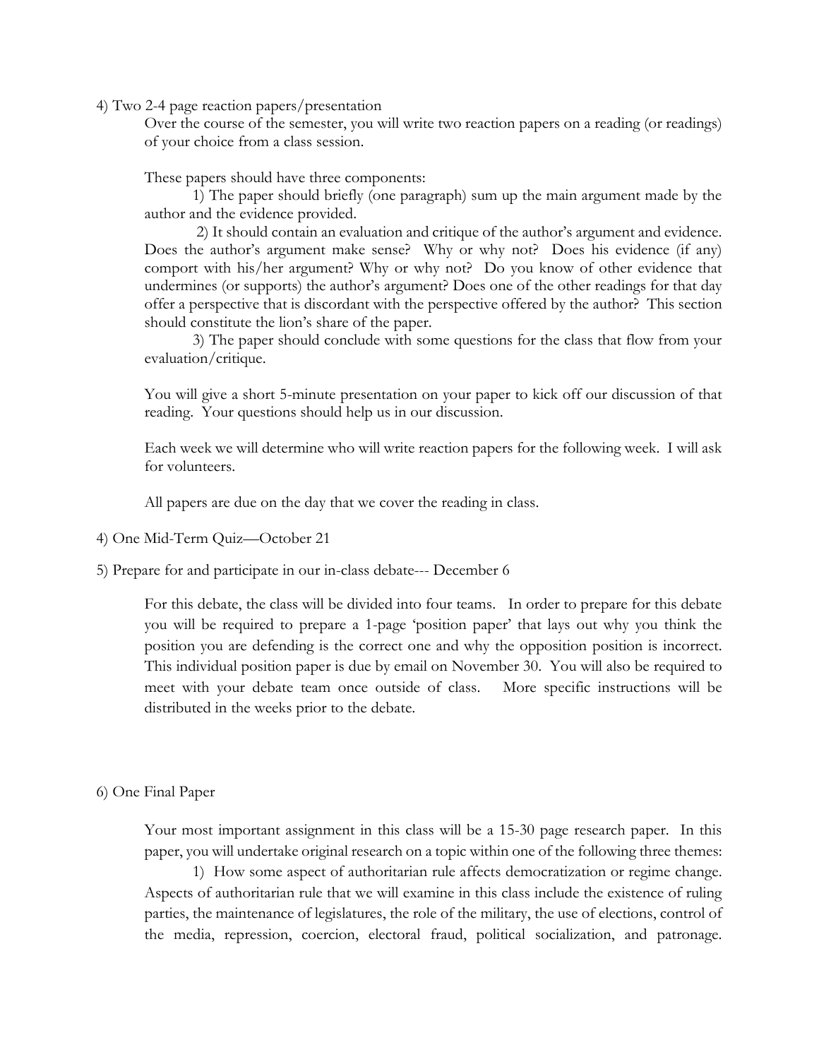4) Two 2-4 page reaction papers/presentation

Over the course of the semester, you will write two reaction papers on a reading (or readings) of your choice from a class session.

These papers should have three components:

1) The paper should briefly (one paragraph) sum up the main argument made by the author and the evidence provided.

2) It should contain an evaluation and critique of the author's argument and evidence. Does the author's argument make sense? Why or why not? Does his evidence (if any) comport with his/her argument? Why or why not? Do you know of other evidence that undermines (or supports) the author's argument? Does one of the other readings for that day offer a perspective that is discordant with the perspective offered by the author? This section should constitute the lion's share of the paper.

3) The paper should conclude with some questions for the class that flow from your evaluation/critique.

You will give a short 5-minute presentation on your paper to kick off our discussion of that reading. Your questions should help us in our discussion.

Each week we will determine who will write reaction papers for the following week. I will ask for volunteers.

All papers are due on the day that we cover the reading in class.

4) One Mid-Term Quiz—October 21

5) Prepare for and participate in our in-class debate--- December 6

For this debate, the class will be divided into four teams. In order to prepare for this debate you will be required to prepare a 1-page 'position paper' that lays out why you think the position you are defending is the correct one and why the opposition position is incorrect. This individual position paper is due by email on November 30. You will also be required to meet with your debate team once outside of class. More specific instructions will be distributed in the weeks prior to the debate.

6) One Final Paper

Your most important assignment in this class will be a 15-30 page research paper. In this paper, you will undertake original research on a topic within one of the following three themes:

1) How some aspect of authoritarian rule affects democratization or regime change. Aspects of authoritarian rule that we will examine in this class include the existence of ruling parties, the maintenance of legislatures, the role of the military, the use of elections, control of the media, repression, coercion, electoral fraud, political socialization, and patronage.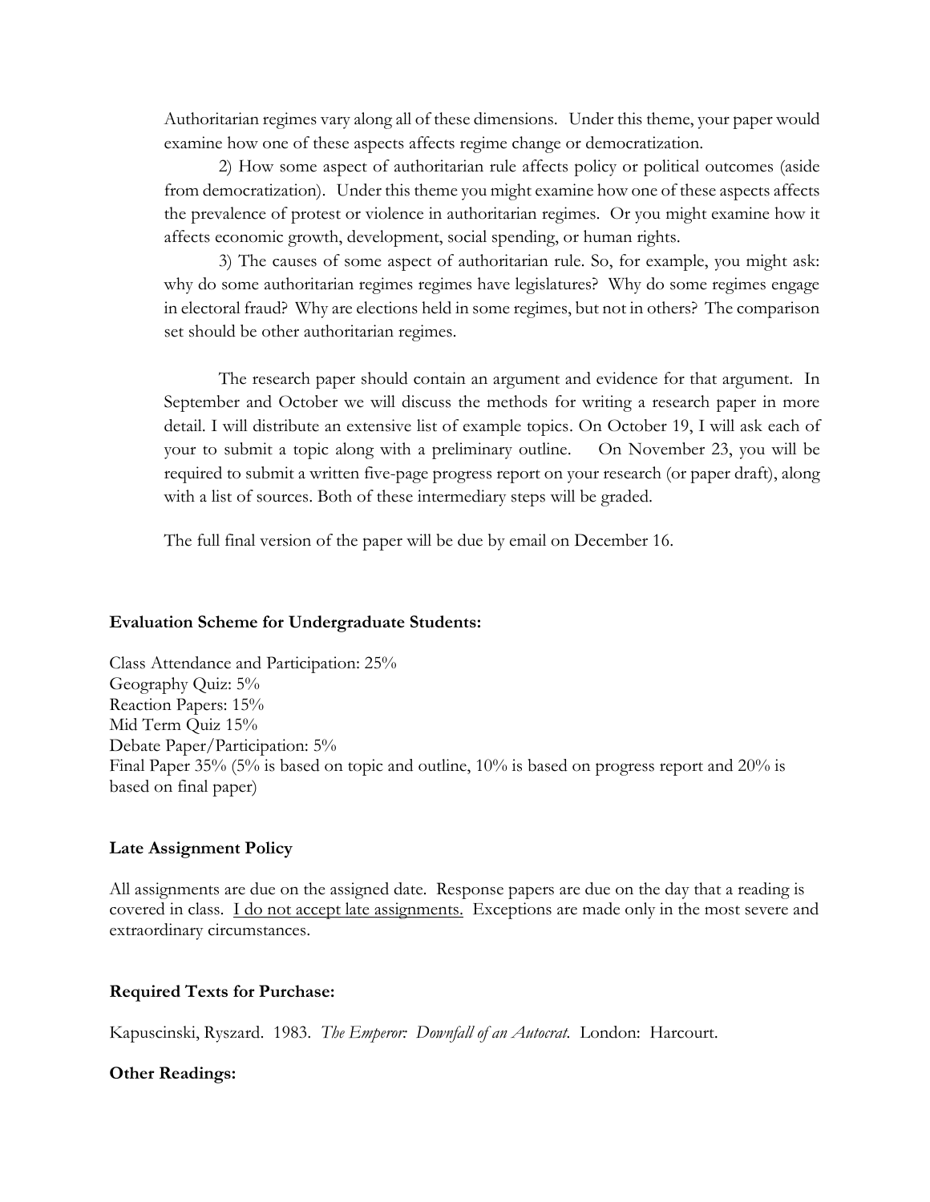Authoritarian regimes vary along all of these dimensions. Under this theme, your paper would examine how one of these aspects affects regime change or democratization.

2) How some aspect of authoritarian rule affects policy or political outcomes (aside from democratization). Under this theme you might examine how one of these aspects affects the prevalence of protest or violence in authoritarian regimes. Or you might examine how it affects economic growth, development, social spending, or human rights.

3) The causes of some aspect of authoritarian rule. So, for example, you might ask: why do some authoritarian regimes regimes have legislatures? Why do some regimes engage in electoral fraud? Why are elections held in some regimes, but not in others? The comparison set should be other authoritarian regimes.

The research paper should contain an argument and evidence for that argument. In September and October we will discuss the methods for writing a research paper in more detail. I will distribute an extensive list of example topics. On October 19, I will ask each of your to submit a topic along with a preliminary outline. On November 23, you will be required to submit a written five-page progress report on your research (or paper draft), along with a list of sources. Both of these intermediary steps will be graded.

The full final version of the paper will be due by email on December 16.

**Evaluation Scheme for Undergraduate Students:**

Class Attendance and Participation: 25%
Geography Quiz: 5%
Reaction Papers: 15%
Mid Term Quiz 15%
Debate Paper/Participation: 5%
Final Paper 35% (5% is based on topic and outline, 10% is based on progress report and 20% is based on final paper)

**Late Assignment Policy**

All assignments are due on the assigned date. Response papers are due on the day that a reading is covered in class. <u>I do not accept late assignments.</u> Exceptions are made only in the most severe and extraordinary circumstances.

**Required Texts for Purchase:**

Kapuscinski, Ryszard. 1983. *The Emperor: Downfall of an Autocrat*. London: Harcourt.

**Other Readings:**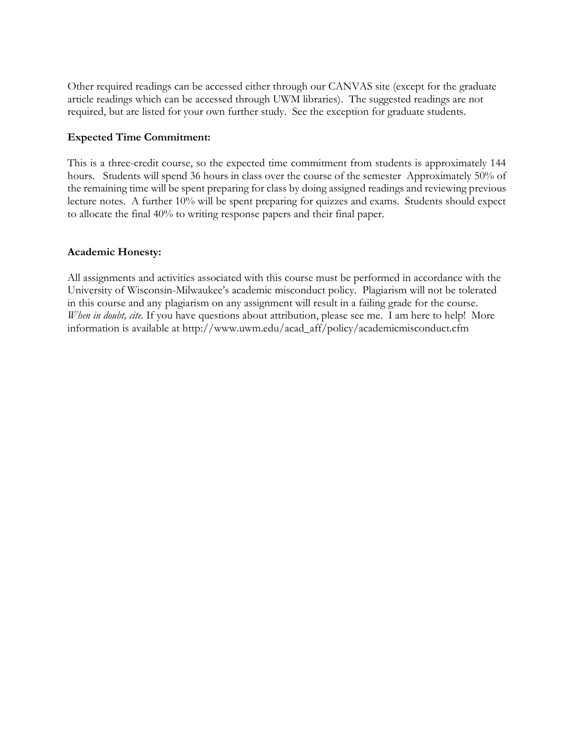Other required readings can be accessed either through our CANVAS site (except for the graduate article readings which can be accessed through UWM libraries). The suggested readings are not required, but are listed for your own further study. See the exception for graduate students.

**Expected Time Commitment:**

This is a three-credit course, so the expected time commitment from students is approximately 144 hours. Students will spend 36 hours in class over the course of the semester Approximately 50% of the remaining time will be spent preparing for class by doing assigned readings and reviewing previous lecture notes. A further 10% will be spent preparing for quizzes and exams. Students should expect to allocate the final 40% to writing response papers and their final paper.

**Academic Honesty:**

All assignments and activities associated with this course must be performed in accordance with the University of Wisconsin-Milwaukee's academic misconduct policy. Plagiarism will not be tolerated in this course and any plagiarism on any assignment will result in a failing grade for the course. *When in doubt, cite.* If you have questions about attribution, please see me. I am here to help! More information is available at http://www.uwm.edu/acad_aff/policy/academicmisconduct.cfm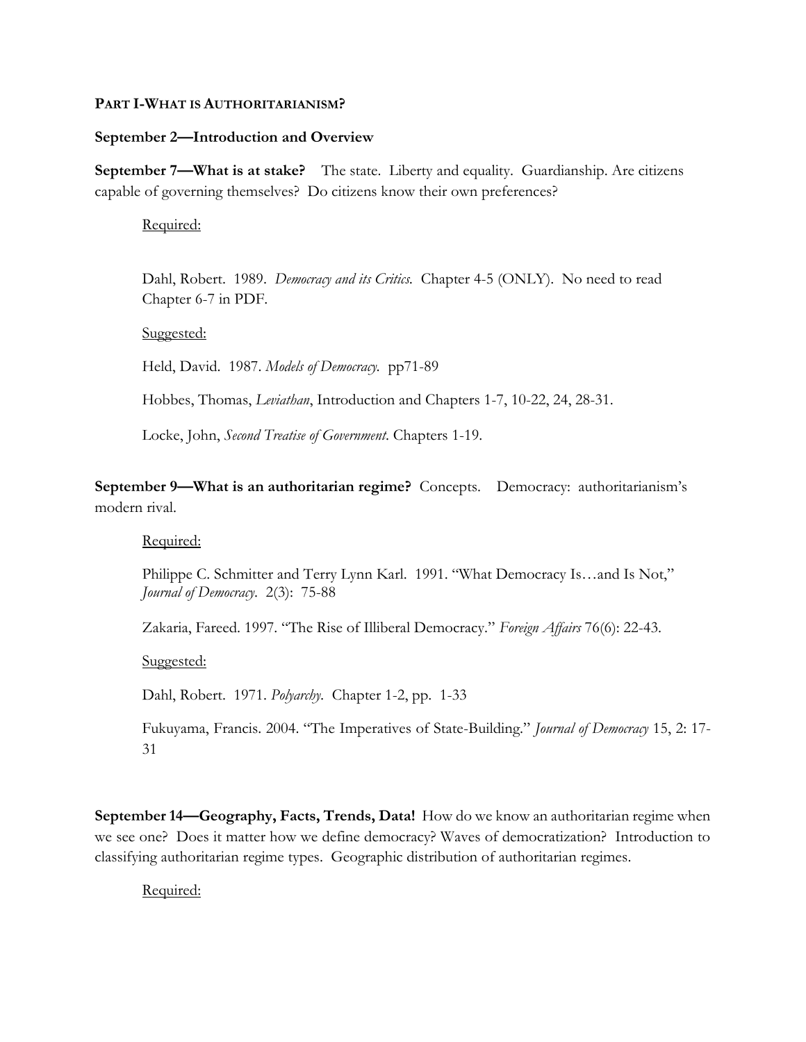**PART I-WHAT IS AUTHORITARIANISM?**

**September 2—Introduction and Overview**

**September 7—What is at stake?** The state. Liberty and equality. Guardianship. Are citizens capable of governing themselves? Do citizens know their own preferences?

Required:

Dahl, Robert. 1989. *Democracy and its Critics.* Chapter 4-5 (ONLY). No need to read Chapter 6-7 in PDF.

Suggested:

Held, David. 1987. *Models of Democracy.* pp71-89

Hobbes, Thomas, *Leviathan*, Introduction and Chapters 1-7, 10-22, 24, 28-31.

Locke, John, *Second Treatise of Government.* Chapters 1-19.

**September 9—What is an authoritarian regime?** Concepts. Democracy: authoritarianism's modern rival.

Required:

Philippe C. Schmitter and Terry Lynn Karl. 1991. "What Democracy Is…and Is Not," *Journal of Democracy.* 2(3): 75-88

Zakaria, Fareed. 1997. "The Rise of Illiberal Democracy." *Foreign Affairs* 76(6): 22-43.

Suggested:

Dahl, Robert. 1971. *Polyarchy.* Chapter 1-2, pp. 1-33

Fukuyama, Francis. 2004. "The Imperatives of State-Building." *Journal of Democracy* 15, 2: 17-31

**September 14—Geography, Facts, Trends, Data!** How do we know an authoritarian regime when we see one? Does it matter how we define democracy? Waves of democratization? Introduction to classifying authoritarian regime types. Geographic distribution of authoritarian regimes.

Required: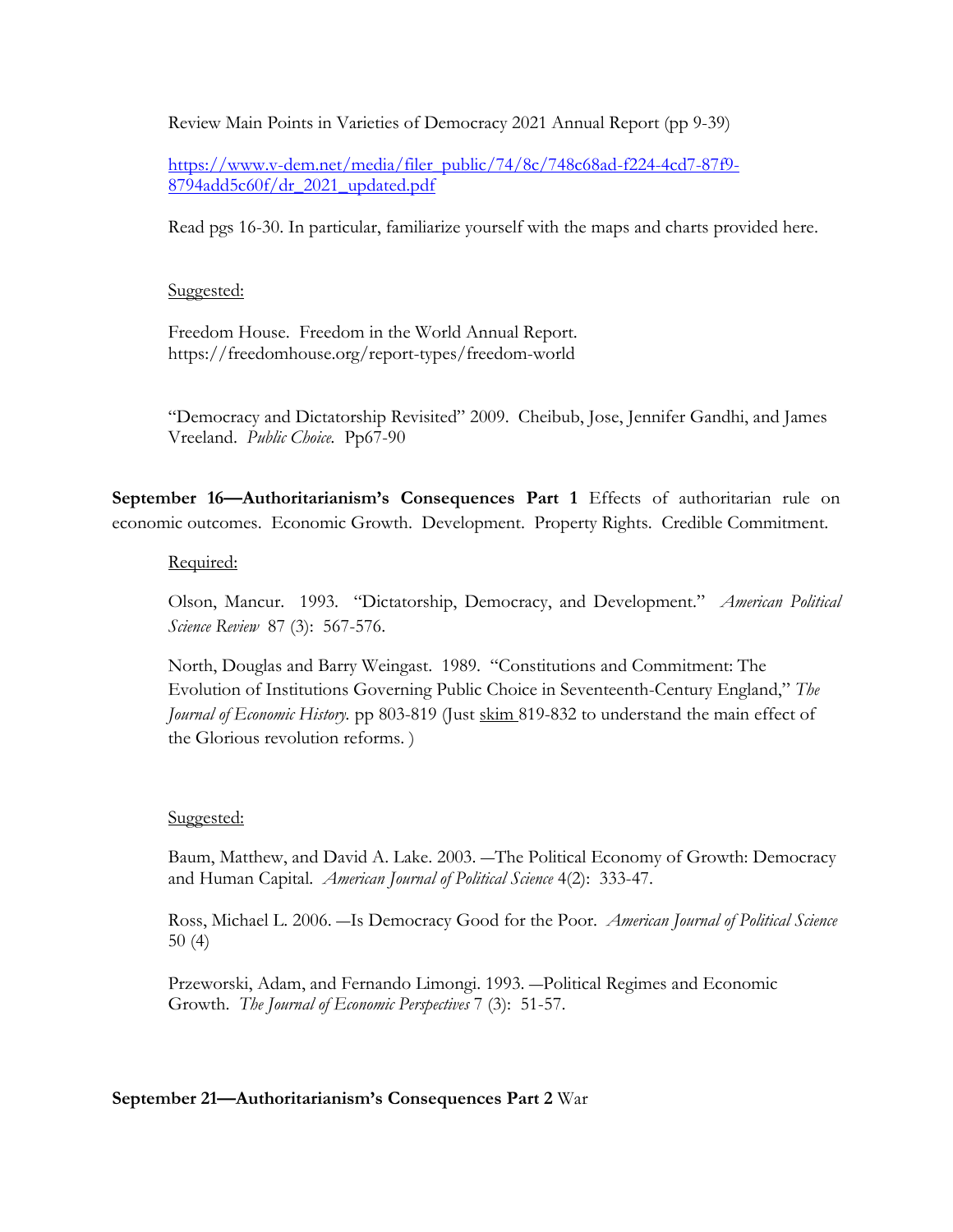Review Main Points in Varieties of Democracy 2021 Annual Report (pp 9-39)

[https://www.v-dem.net/media/filer_public/74/8c/748c68ad-f224-4cd7-87f9-8794add5c60f/dr_2021_updated.pdf](https://www.v-dem.net/media/filer_public/74/8c/748c68ad-f224-4cd7-87f9-8794add5c60f/dr_2021_updated.pdf)

Read pgs 16-30. In particular, familiarize yourself with the maps and charts provided here.

<u>Suggested:</u>

Freedom House. Freedom in the World Annual Report. https://freedomhouse.org/report-types/freedom-world

"Democracy and Dictatorship Revisited" 2009. Cheibub, Jose, Jennifer Gandhi, and James Vreeland. *Public Choice.* Pp67-90

**September 16—Authoritarianism's Consequences Part 1** Effects of authoritarian rule on economic outcomes. Economic Growth. Development. Property Rights. Credible Commitment.

<u>Required:</u>

Olson, Mancur. 1993. "Dictatorship, Democracy, and Development." *American Political Science Review* 87 (3): 567-576.

North, Douglas and Barry Weingast. 1989. "Constitutions and Commitment: The Evolution of Institutions Governing Public Choice in Seventeenth-Century England," *The Journal of Economic History.* pp 803-819 (Just <u>skim</u> 819-832 to understand the main effect of the Glorious revolution reforms. )

<u>Suggested:</u>

Baum, Matthew, and David A. Lake. 2003. ―The Political Economy of Growth: Democracy and Human Capital. *American Journal of Political Science* 4(2): 333-47.

Ross, Michael L. 2006. ―Is Democracy Good for the Poor. *American Journal of Political Science* 50 (4)

Przeworski, Adam, and Fernando Limongi. 1993. ―Political Regimes and Economic Growth. *The Journal of Economic Perspectives* 7 (3): 51-57.

**September 21—Authoritarianism's Consequences Part 2** War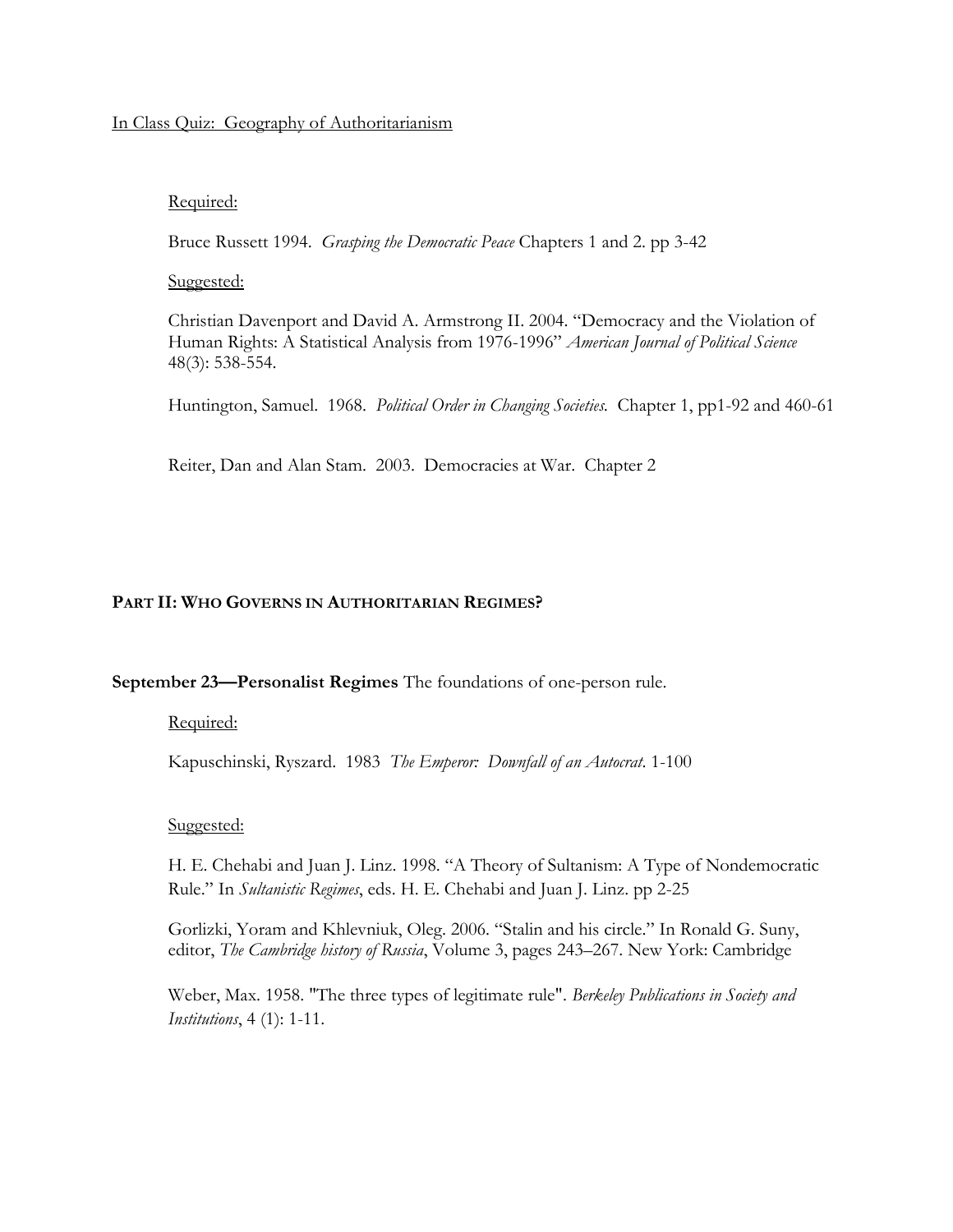In Class Quiz: Geography of Authoritarianism

Required:

Bruce Russett 1994. *Grasping the Democratic Peace* Chapters 1 and 2. pp 3-42

Suggested:

Christian Davenport and David A. Armstrong II. 2004. "Democracy and the Violation of Human Rights: A Statistical Analysis from 1976-1996" *American Journal of Political Science* 48(3): 538-554.

Huntington, Samuel. 1968. *Political Order in Changing Societies*. Chapter 1, pp1-92 and 460-61

Reiter, Dan and Alan Stam. 2003. Democracies at War. Chapter 2

## PART II: WHO GOVERNS IN AUTHORITARIAN REGIMES?

**September 23—Personalist Regimes** The foundations of one-person rule.

Required:

Kapuschinski, Ryszard. 1983 *The Emperor: Downfall of an Autocrat*. 1-100

Suggested:

H. E. Chehabi and Juan J. Linz. 1998. "A Theory of Sultanism: A Type of Nondemocratic Rule." In *Sultanistic Regimes*, eds. H. E. Chehabi and Juan J. Linz. pp 2-25

Gorlizki, Yoram and Khlevniuk, Oleg. 2006. "Stalin and his circle." In Ronald G. Suny, editor, *The Cambridge history of Russia*, Volume 3, pages 243–267. New York: Cambridge

Weber, Max. 1958. "The three types of legitimate rule". *Berkeley Publications in Society and Institutions*, 4 (1): 1-11.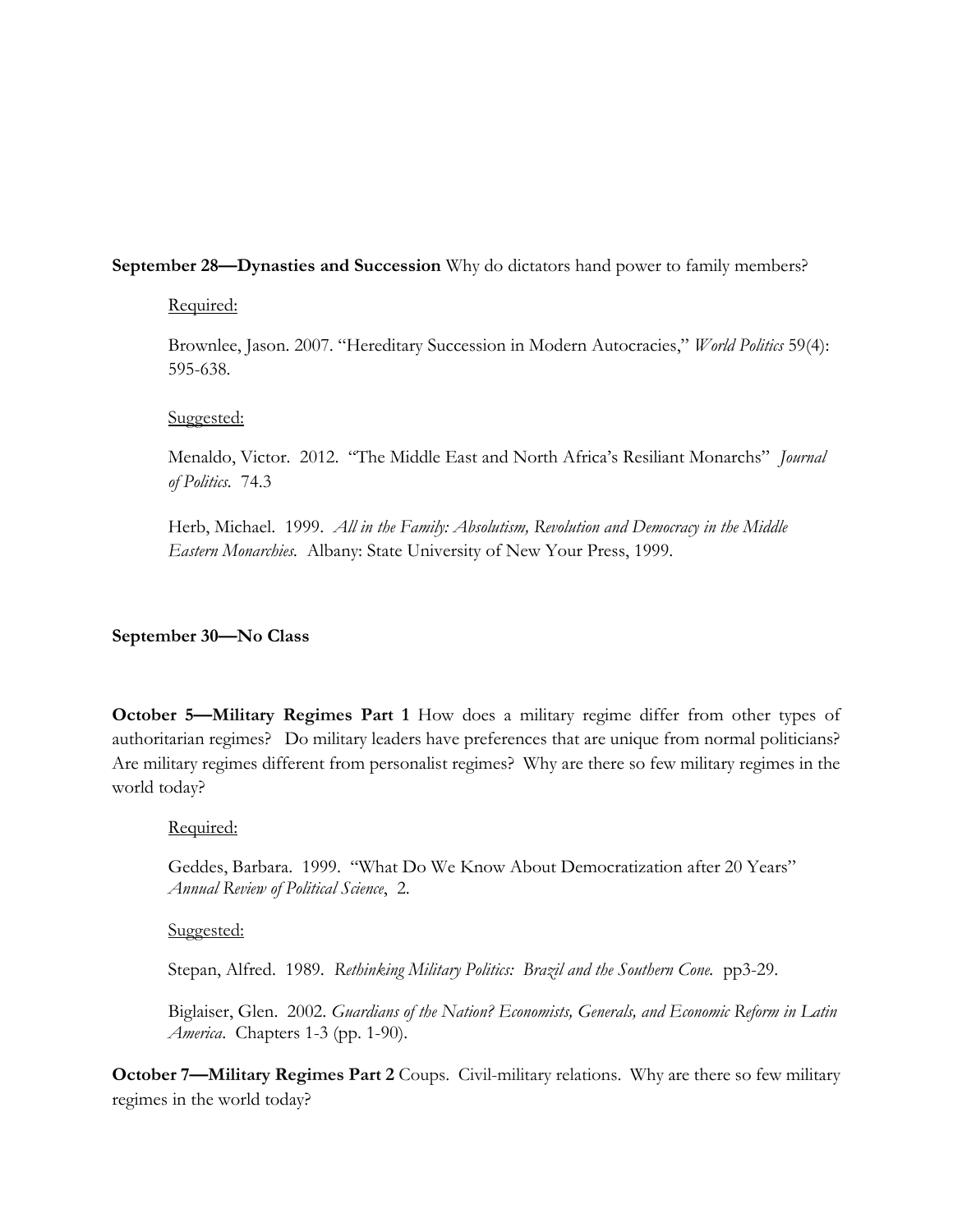**September 28—Dynasties and Succession** Why do dictators hand power to family members?

Required:

Brownlee, Jason. 2007. "Hereditary Succession in Modern Autocracies," *World Politics* 59(4): 595-638.

Suggested:

Menaldo, Victor. 2012. "The Middle East and North Africa's Resiliant Monarchs" *Journal of Politics*. 74.3

Herb, Michael. 1999. *All in the Family: Absolutism, Revolution and Democracy in the Middle Eastern Monarchies*. Albany: State University of New Your Press, 1999.

**September 30—No Class**

**October 5—Military Regimes Part 1** How does a military regime differ from other types of authoritarian regimes? Do military leaders have preferences that are unique from normal politicians? Are military regimes different from personalist regimes? Why are there so few military regimes in the world today?

Required:

Geddes, Barbara. 1999. "What Do We Know About Democratization after 20 Years" *Annual Review of Political Science*, 2.

Suggested:

Stepan, Alfred. 1989. *Rethinking Military Politics: Brazil and the Southern Cone*. pp3-29.

Biglaiser, Glen. 2002. *Guardians of the Nation? Economists, Generals, and Economic Reform in Latin America*. Chapters 1-3 (pp. 1-90).

**October 7—Military Regimes Part 2** Coups. Civil-military relations. Why are there so few military regimes in the world today?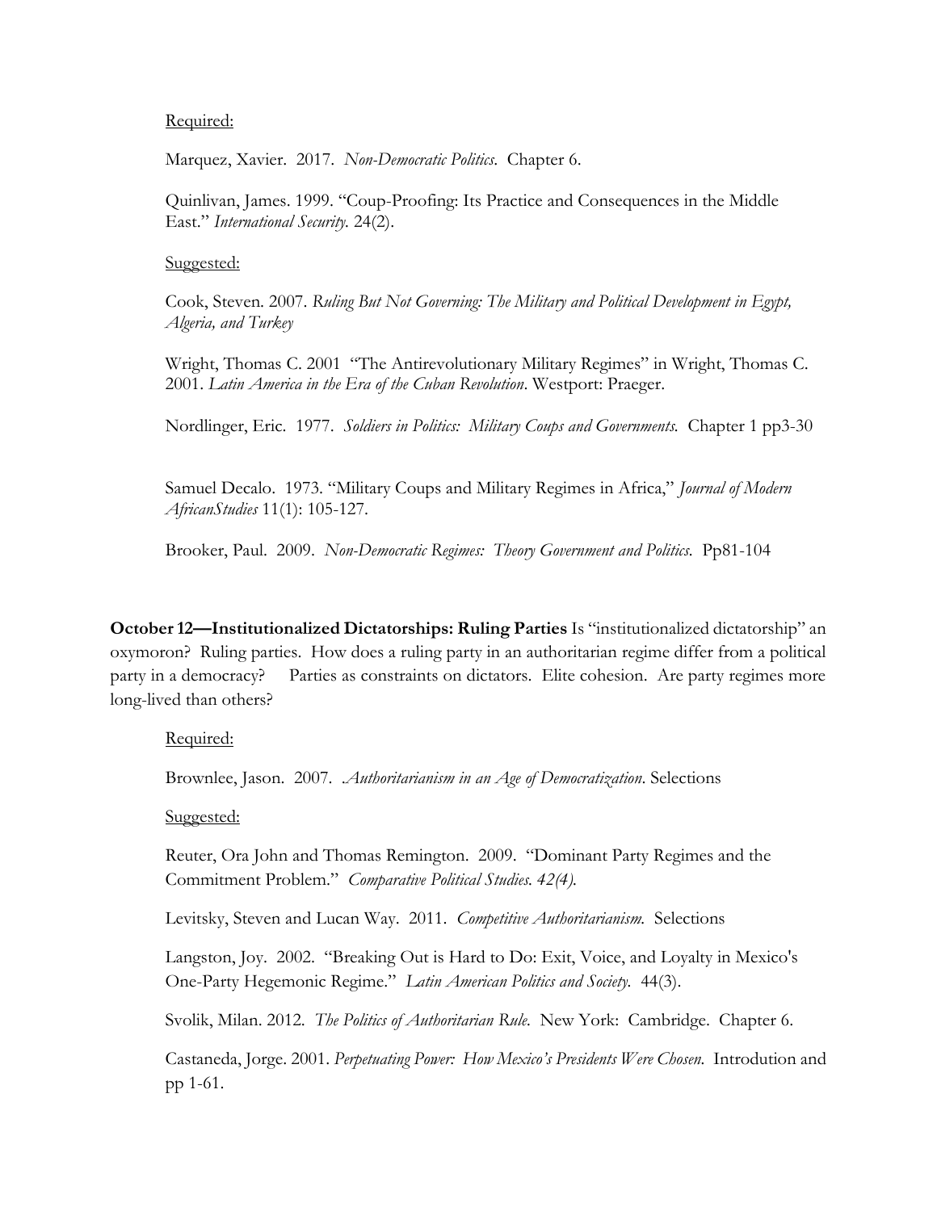Required:

Marquez, Xavier. 2017. *Non-Democratic Politics*. Chapter 6.

Quinlivan, James. 1999. "Coup-Proofing: Its Practice and Consequences in the Middle East." *International Security.* 24(2).

Suggested:

Cook, Steven. 2007. *Ruling But Not Governing: The Military and Political Development in Egypt, Algeria, and Turkey*

Wright, Thomas C. 2001 "The Antirevolutionary Military Regimes" in Wright, Thomas C. 2001. *Latin America in the Era of the Cuban Revolution*. Westport: Praeger.

Nordlinger, Eric. 1977. *Soldiers in Politics: Military Coups and Governments.* Chapter 1 pp3-30

Samuel Decalo. 1973. "Military Coups and Military Regimes in Africa," *Journal of Modern AfricanStudies* 11(1): 105-127.

Brooker, Paul. 2009. *Non-Democratic Regimes: Theory Government and Politics.* Pp81-104

**October 12—Institutionalized Dictatorships: Ruling Parties** Is "institutionalized dictatorship" an oxymoron? Ruling parties. How does a ruling party in an authoritarian regime differ from a political party in a democracy? Parties as constraints on dictators. Elite cohesion. Are party regimes more long-lived than others?

Required:

Brownlee, Jason. 2007. .*Authoritarianism in an Age of Democratization*. Selections

Suggested:

Reuter, Ora John and Thomas Remington. 2009. "Dominant Party Regimes and the Commitment Problem." *Comparative Political Studies. 42(4).*

Levitsky, Steven and Lucan Way. 2011. *Competitive Authoritarianism.* Selections

Langston, Joy. 2002. "Breaking Out is Hard to Do: Exit, Voice, and Loyalty in Mexico's One-Party Hegemonic Regime." *Latin American Politics and Society.* 44(3).

Svolik, Milan. 2012. *The Politics of Authoritarian Rule.* New York: Cambridge. Chapter 6.

Castaneda, Jorge. 2001. *Perpetuating Power: How Mexico's Presidents Were Chosen.* Introdution and pp 1-61.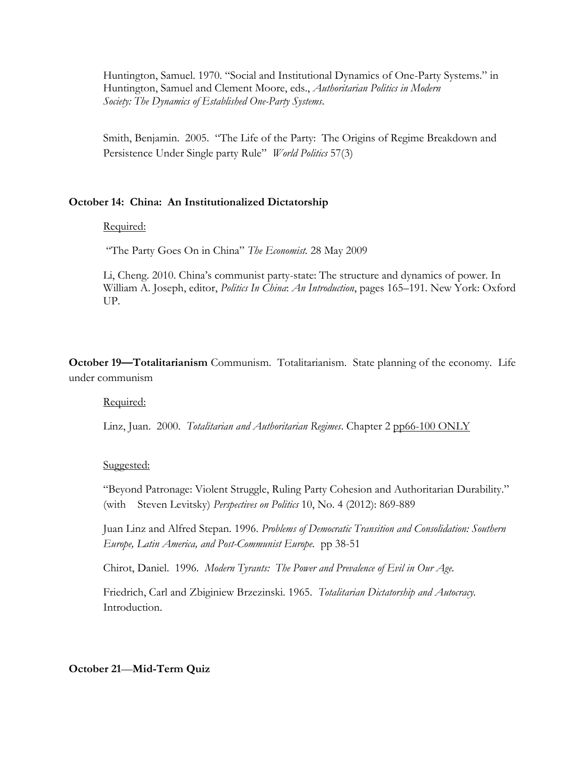Huntington, Samuel. 1970. "Social and Institutional Dynamics of One-Party Systems." in Huntington, Samuel and Clement Moore, eds., *Authoritarian Politics in Modern Society: The Dynamics of Established One-Party Systems*.

Smith, Benjamin. 2005. "The Life of the Party: The Origins of Regime Breakdown and Persistence Under Single party Rule" *World Politics* 57(3)

**October 14: China: An Institutionalized Dictatorship**

Required:

"The Party Goes On in China" *The Economist.* 28 May 2009

Li, Cheng. 2010. China's communist party-state: The structure and dynamics of power. In William A. Joseph, editor, *Politics In China*: *An Introduction*, pages 165–191. New York: Oxford UP.

**October 19—Totalitarianism** Communism. Totalitarianism. State planning of the economy. Life under communism

Required:

Linz, Juan. 2000. *Totalitarian and Authoritarian Regimes*. Chapter 2 pp66-100 ONLY

Suggested:

"Beyond Patronage: Violent Struggle, Ruling Party Cohesion and Authoritarian Durability." (with Steven Levitsky) *Perspectives on Politics* 10, No. 4 (2012): 869-889

Juan Linz and Alfred Stepan. 1996. *Problems of Democratic Transition and Consolidation: Southern Europe, Latin America, and Post-Communist Europe.* pp 38-51

Chirot, Daniel. 1996. *Modern Tyrants: The Power and Prevalence of Evil in Our Age.*

Friedrich, Carl and Zbiginiew Brzezinski. 1965. *Totalitarian Dictatorship and Autocracy.* Introduction.

**October 21—Mid-Term Quiz**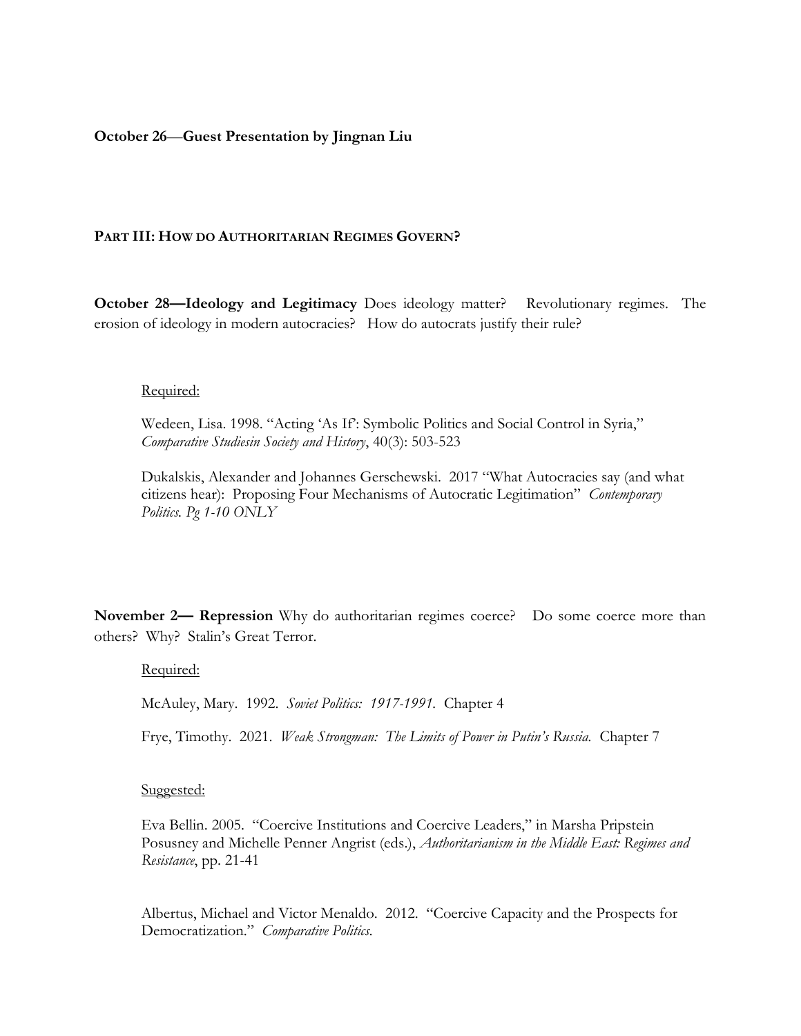**October 26—Guest Presentation by Jingnan Liu**

## PART III: HOW DO AUTHORITARIAN REGIMES GOVERN?

**October 28—Ideology and Legitimacy** Does ideology matter? Revolutionary regimes. The erosion of ideology in modern autocracies? How do autocrats justify their rule?

Required:

Wedeen, Lisa. 1998. "Acting 'As If': Symbolic Politics and Social Control in Syria," *Comparative Studiesin Society and History*, 40(3): 503-523

Dukalskis, Alexander and Johannes Gerschewski. 2017 "What Autocracies say (and what citizens hear): Proposing Four Mechanisms of Autocratic Legitimation" *Contemporary Politics. Pg 1-10 ONLY*

**November 2— Repression** Why do authoritarian regimes coerce? Do some coerce more than others? Why? Stalin's Great Terror.

Required:

McAuley, Mary. 1992. *Soviet Politics: 1917-1991.* Chapter 4

Frye, Timothy. 2021. *Weak Strongman: The Limits of Power in Putin's Russia.* Chapter 7

Suggested:

Eva Bellin. 2005. "Coercive Institutions and Coercive Leaders," in Marsha Pripstein Posusney and Michelle Penner Angrist (eds.), *Authoritarianism in the Middle East: Regimes and Resistance*, pp. 21-41

Albertus, Michael and Victor Menaldo. 2012. "Coercive Capacity and the Prospects for Democratization." *Comparative Politics.*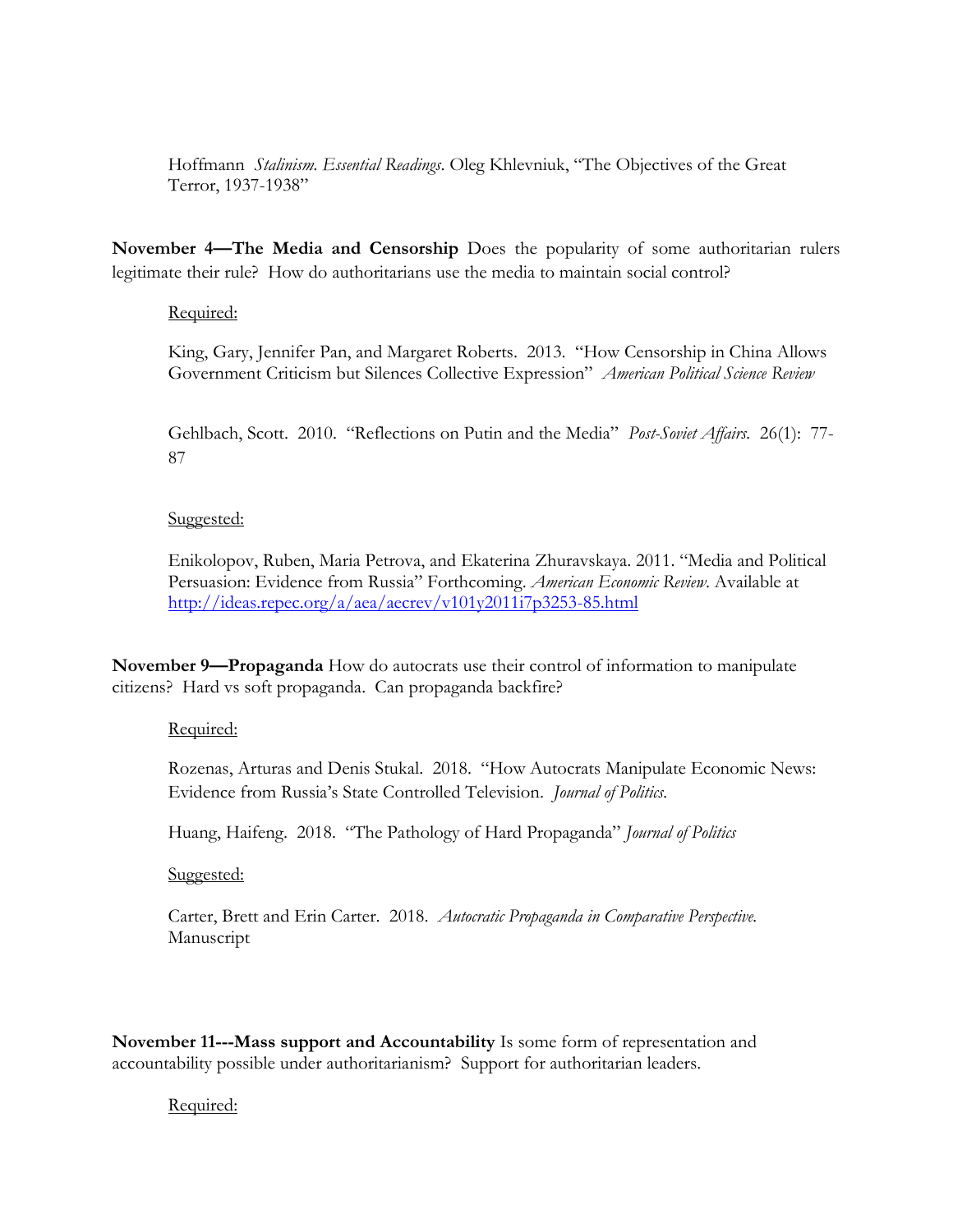Hoffmann *Stalinism. Essential Readings*. Oleg Khlevniuk, "The Objectives of the Great Terror, 1937-1938"

**November 4—The Media and Censorship** Does the popularity of some authoritarian rulers legitimate their rule? How do authoritarians use the media to maintain social control?

Required:

King, Gary, Jennifer Pan, and Margaret Roberts. 2013. "How Censorship in China Allows Government Criticism but Silences Collective Expression" *American Political Science Review*

Gehlbach, Scott. 2010. "Reflections on Putin and the Media" *Post-Soviet Affairs*. 26(1): 77-87

Suggested:

Enikolopov, Ruben, Maria Petrova, and Ekaterina Zhuravskaya. 2011. "Media and Political Persuasion: Evidence from Russia" Forthcoming. *American Economic Review*. Available at http://ideas.repec.org/a/aea/aecrev/v101y2011i7p3253-85.html

**November 9—Propaganda** How do autocrats use their control of information to manipulate citizens? Hard vs soft propaganda. Can propaganda backfire?

Required:

Rozenas, Arturas and Denis Stukal. 2018. "How Autocrats Manipulate Economic News: Evidence from Russia's State Controlled Television. *Journal of Politics*.

Huang, Haifeng. 2018. "The Pathology of Hard Propaganda" *Journal of Politics*

Suggested:

Carter, Brett and Erin Carter. 2018. *Autocratic Propaganda in Comparative Perspective*. Manuscript

**November 11---Mass support and Accountability** Is some form of representation and accountability possible under authoritarianism? Support for authoritarian leaders.

Required: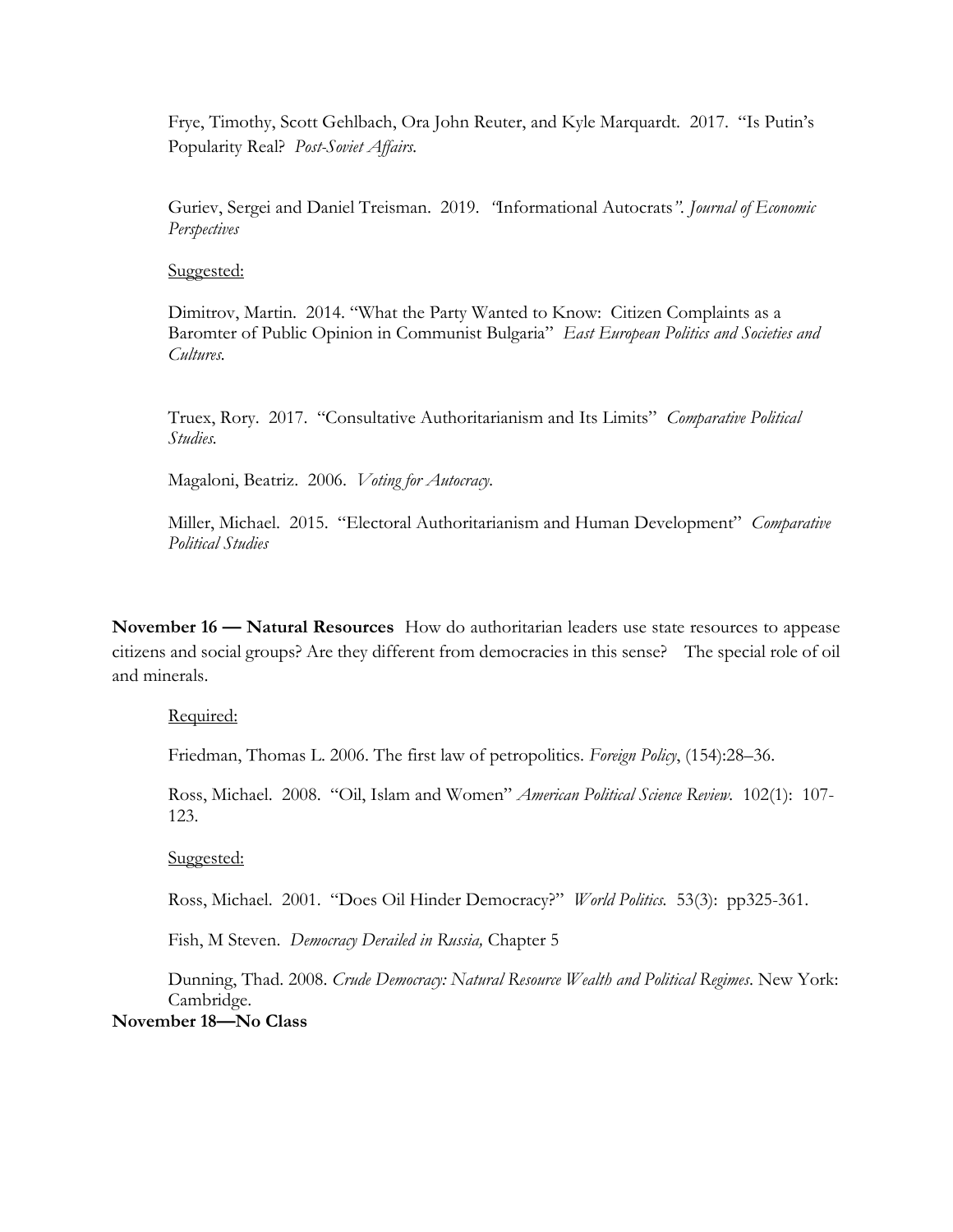Frye, Timothy, Scott Gehlbach, Ora John Reuter, and Kyle Marquardt. 2017. "Is Putin's Popularity Real? *Post-Soviet Affairs.*

Guriev, Sergei and Daniel Treisman. 2019. *"*Informational Autocrats*". Journal of Economic Perspectives*

Suggested:

Dimitrov, Martin. 2014. "What the Party Wanted to Know: Citizen Complaints as a Baromter of Public Opinion in Communist Bulgaria" *East European Politics and Societies and Cultures.*

Truex, Rory. 2017. "Consultative Authoritarianism and Its Limits" *Comparative Political Studies.*

Magaloni, Beatriz. 2006. *Voting for Autocracy.*

Miller, Michael. 2015. "Electoral Authoritarianism and Human Development" *Comparative Political Studies*

**November 16 — Natural Resources** How do authoritarian leaders use state resources to appease citizens and social groups? Are they different from democracies in this sense? The special role of oil and minerals.

Required:

Friedman, Thomas L. 2006. The first law of petropolitics. *Foreign Policy*, (154):28–36.

Ross, Michael. 2008. "Oil, Islam and Women" *American Political Science Review.* 102(1): 107-123.

Suggested:

Ross, Michael. 2001. "Does Oil Hinder Democracy?" *World Politics.* 53(3): pp325-361.

Fish, M Steven. *Democracy Derailed in Russia,* Chapter 5

Dunning, Thad. 2008. *Crude Democracy: Natural Resource Wealth and Political Regimes*. New York: Cambridge.

**November 18—No Class**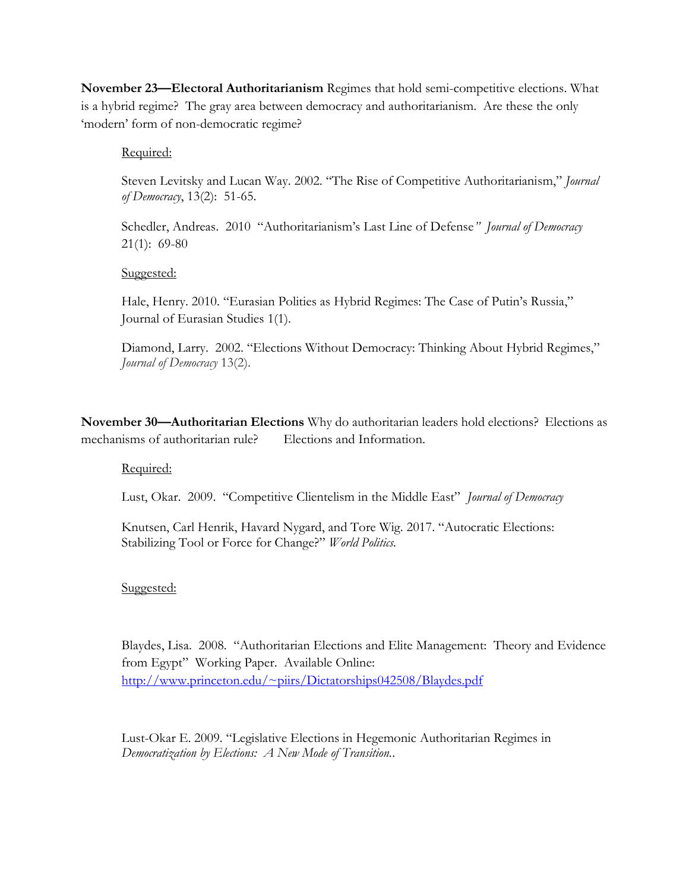**November 23—Electoral Authoritarianism** Regimes that hold semi-competitive elections. What is a hybrid regime? The gray area between democracy and authoritarianism. Are these the only 'modern' form of non-democratic regime?

Required:

Steven Levitsky and Lucan Way. 2002. "The Rise of Competitive Authoritarianism," *Journal of Democracy*, 13(2): 51-65.

Schedler, Andreas. 2010 "Authoritarianism's Last Line of Defense*" Journal of Democracy* 21(1): 69-80

Suggested:

Hale, Henry. 2010. "Eurasian Polities as Hybrid Regimes: The Case of Putin's Russia," Journal of Eurasian Studies 1(1).

Diamond, Larry. 2002. "Elections Without Democracy: Thinking About Hybrid Regimes," *Journal of Democracy* 13(2).

**November 30—Authoritarian Elections** Why do authoritarian leaders hold elections? Elections as mechanisms of authoritarian rule? Elections and Information.

Required:

Lust, Okar. 2009. "Competitive Clientelism in the Middle East" *Journal of Democracy*

Knutsen, Carl Henrik, Havard Nygard, and Tore Wig. 2017. "Autocratic Elections: Stabilizing Tool or Force for Change?" *World Politics.*

Suggested:

Blaydes, Lisa. 2008. "Authoritarian Elections and Elite Management: Theory and Evidence from Egypt" Working Paper. Available Online: http://www.princeton.edu/~piirs/Dictatorships042508/Blaydes.pdf

Lust-Okar E. 2009. "Legislative Elections in Hegemonic Authoritarian Regimes in *Democratization by Elections: A New Mode of Transition.*.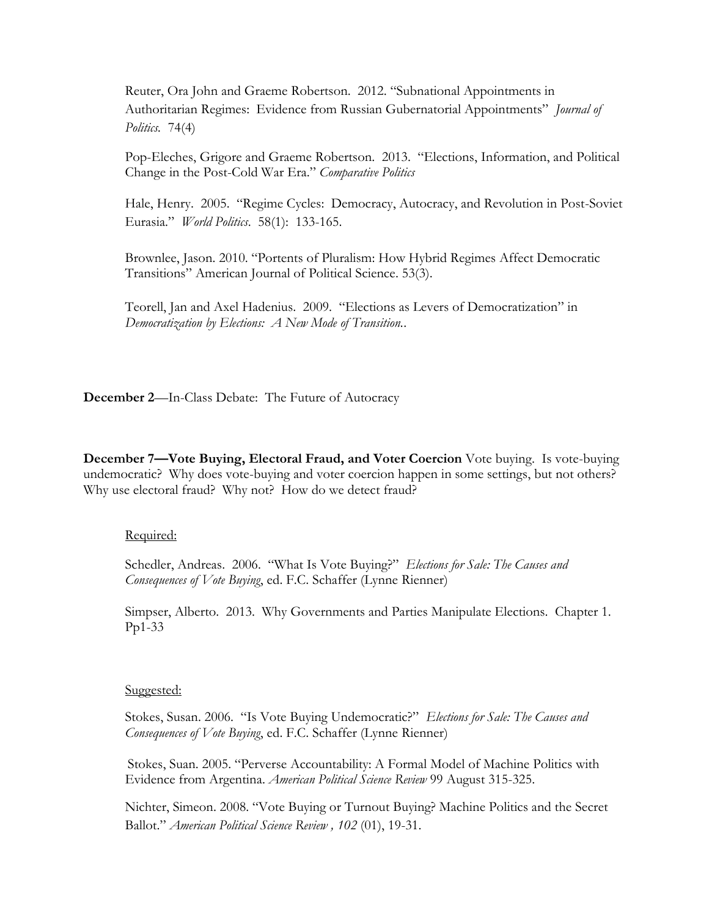Reuter, Ora John and Graeme Robertson. 2012. "Subnational Appointments in Authoritarian Regimes: Evidence from Russian Gubernatorial Appointments" *Journal of Politics.* 74(4)

Pop-Eleches, Grigore and Graeme Robertson. 2013. "Elections, Information, and Political Change in the Post-Cold War Era." *Comparative Politics*

Hale, Henry. 2005. "Regime Cycles: Democracy, Autocracy, and Revolution in Post-Soviet Eurasia." *World Politics*. 58(1): 133-165.

Brownlee, Jason. 2010. "Portents of Pluralism: How Hybrid Regimes Affect Democratic Transitions" American Journal of Political Science. 53(3).

Teorell, Jan and Axel Hadenius. 2009. "Elections as Levers of Democratization" in *Democratization by Elections: A New Mode of Transition.*.

**December 2**—In-Class Debate: The Future of Autocracy

**December 7—Vote Buying, Electoral Fraud, and Voter Coercion** Vote buying. Is vote-buying undemocratic? Why does vote-buying and voter coercion happen in some settings, but not others? Why use electoral fraud? Why not? How do we detect fraud?

Required:

Schedler, Andreas. 2006. "What Is Vote Buying?" *Elections for Sale: The Causes and Consequences of Vote Buying*, ed. F.C. Schaffer (Lynne Rienner)

Simpser, Alberto. 2013. Why Governments and Parties Manipulate Elections. Chapter 1. Pp1-33

Suggested:

Stokes, Susan. 2006. "Is Vote Buying Undemocratic?" *Elections for Sale: The Causes and Consequences of Vote Buying*, ed. F.C. Schaffer (Lynne Rienner)

Stokes, Suan. 2005. "Perverse Accountability: A Formal Model of Machine Politics with Evidence from Argentina. *American Political Science Review* 99 August 315-325.

Nichter, Simeon. 2008. "Vote Buying or Turnout Buying? Machine Politics and the Secret Ballot." *American Political Science Review , 102* (01), 19-31.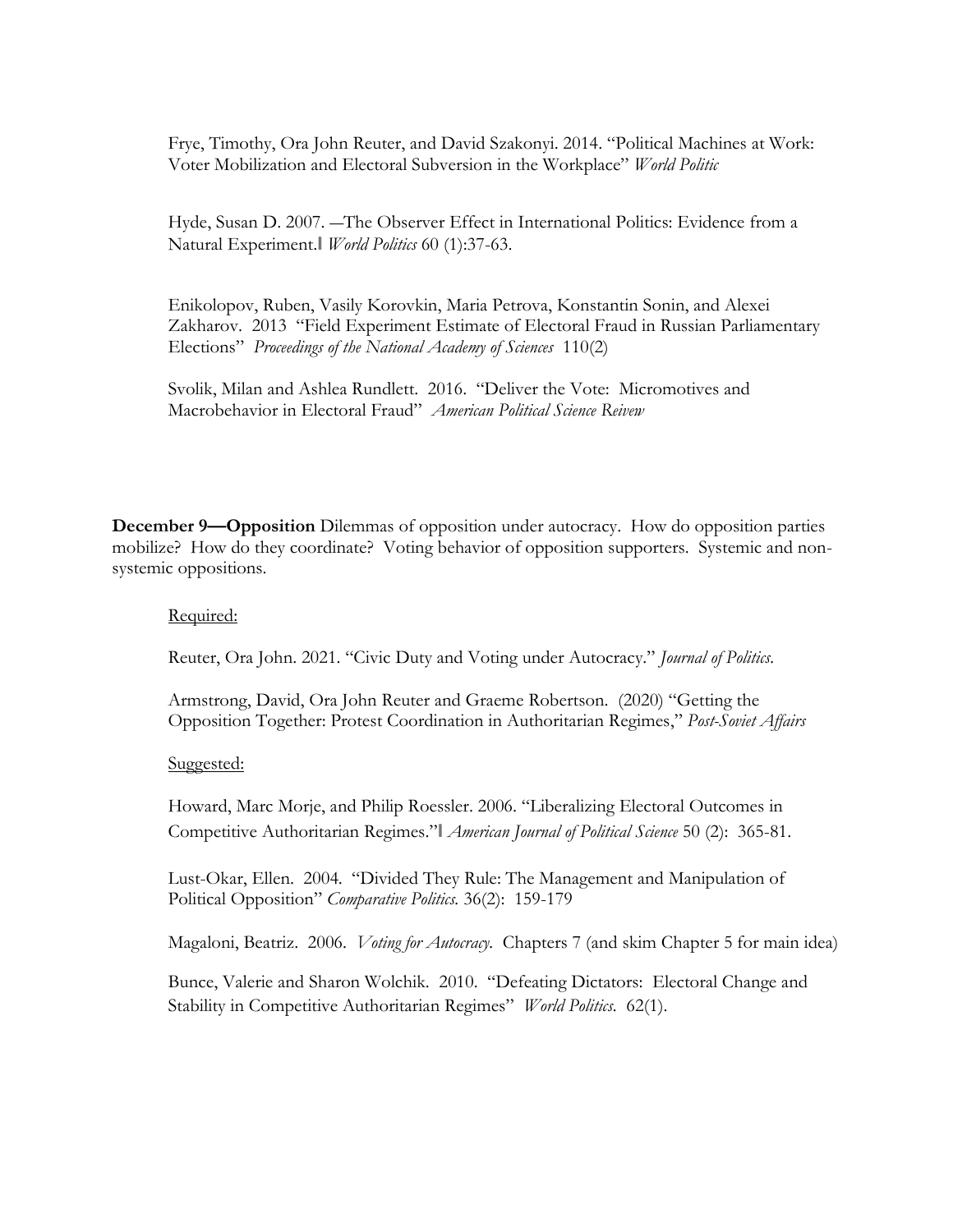Frye, Timothy, Ora John Reuter, and David Szakonyi. 2014. "Political Machines at Work: Voter Mobilization and Electoral Subversion in the Workplace" *World Politic*

Hyde, Susan D. 2007. ―The Observer Effect in International Politics: Evidence from a Natural Experiment.‖ *World Politics* 60 (1):37-63.

Enikolopov, Ruben, Vasily Korovkin, Maria Petrova, Konstantin Sonin, and Alexei Zakharov. 2013 "Field Experiment Estimate of Electoral Fraud in Russian Parliamentary Elections" *Proceedings of the National Academy of Sciences* 110(2)

Svolik, Milan and Ashlea Rundlett. 2016. "Deliver the Vote: Micromotives and Macrobehavior in Electoral Fraud" *American Political Science Reivew*

**December 9—Opposition** Dilemmas of opposition under autocracy. How do opposition parties mobilize? How do they coordinate? Voting behavior of opposition supporters. Systemic and non-systemic oppositions.

Required:

Reuter, Ora John. 2021. "Civic Duty and Voting under Autocracy." *Journal of Politics.*

Armstrong, David, Ora John Reuter and Graeme Robertson. (2020) "Getting the Opposition Together: Protest Coordination in Authoritarian Regimes," *Post-Soviet Affairs*

Suggested:

Howard, Marc Morje, and Philip Roessler. 2006. "Liberalizing Electoral Outcomes in Competitive Authoritarian Regimes."‖ *American Journal of Political Science* 50 (2): 365-81.

Lust-Okar, Ellen. 2004. "Divided They Rule: The Management and Manipulation of Political Opposition" *Comparative Politics.* 36(2): 159-179

Magaloni, Beatriz. 2006. *Voting for Autocracy.* Chapters 7 (and skim Chapter 5 for main idea)

Bunce, Valerie and Sharon Wolchik. 2010. "Defeating Dictators: Electoral Change and Stability in Competitive Authoritarian Regimes" *World Politics.* 62(1).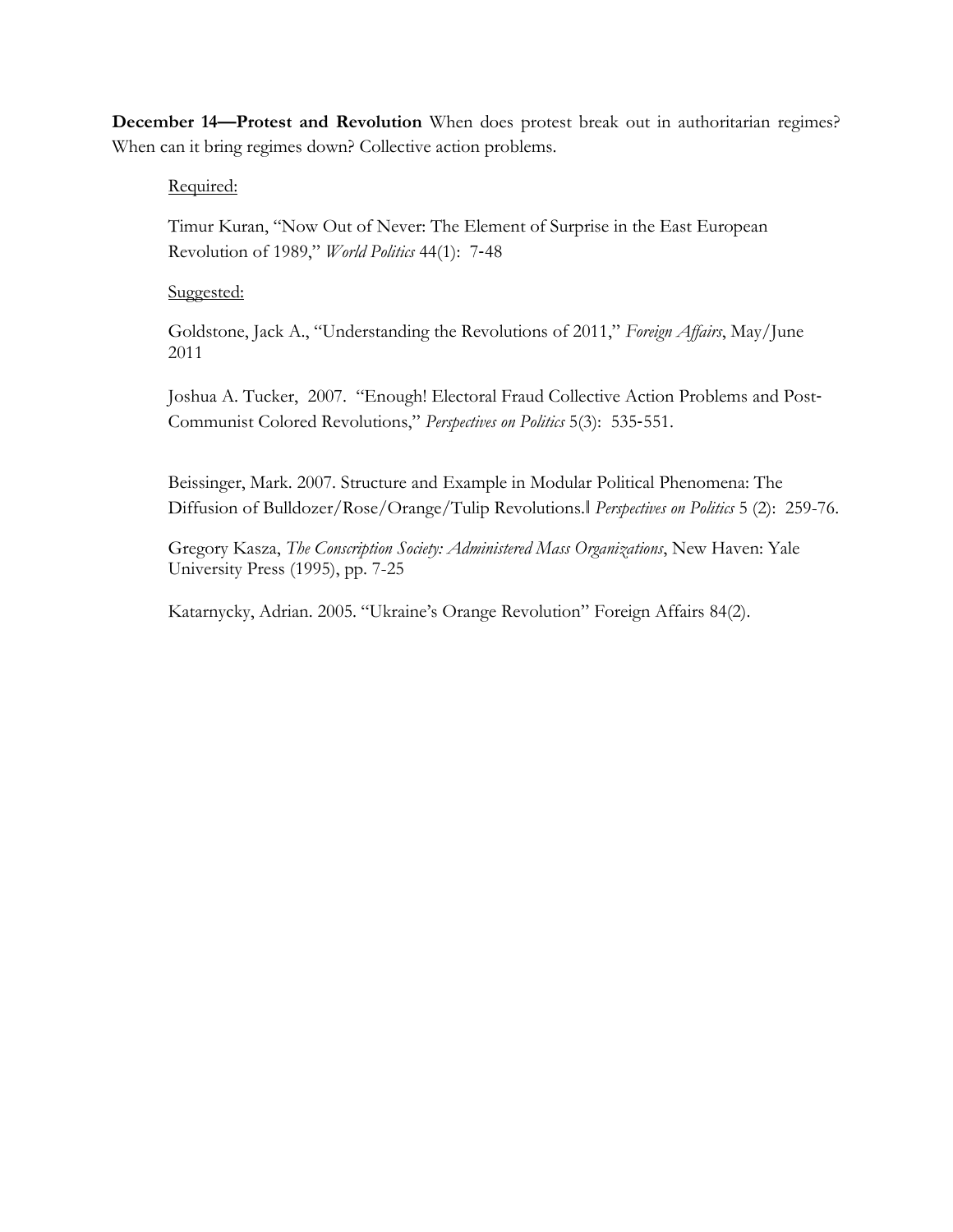**December 14—Protest and Revolution** When does protest break out in authoritarian regimes? When can it bring regimes down? Collective action problems.

Required:

Timur Kuran, "Now Out of Never: The Element of Surprise in the East European Revolution of 1989," *World Politics* 44(1): 7-48

Suggested:

Goldstone, Jack A., "Understanding the Revolutions of 2011," *Foreign Affairs*, May/June 2011

Joshua A. Tucker, 2007. "Enough! Electoral Fraud Collective Action Problems and Post-Communist Colored Revolutions," *Perspectives on Politics* 5(3): 535-551.

Beissinger, Mark. 2007. Structure and Example in Modular Political Phenomena: The Diffusion of Bulldozer/Rose/Orange/Tulip Revolutions.‖ *Perspectives on Politics* 5 (2): 259-76.

Gregory Kasza, *The Conscription Society: Administered Mass Organizations*, New Haven: Yale University Press (1995), pp. 7-25

Katarnycky, Adrian. 2005. "Ukraine's Orange Revolution" Foreign Affairs 84(2).